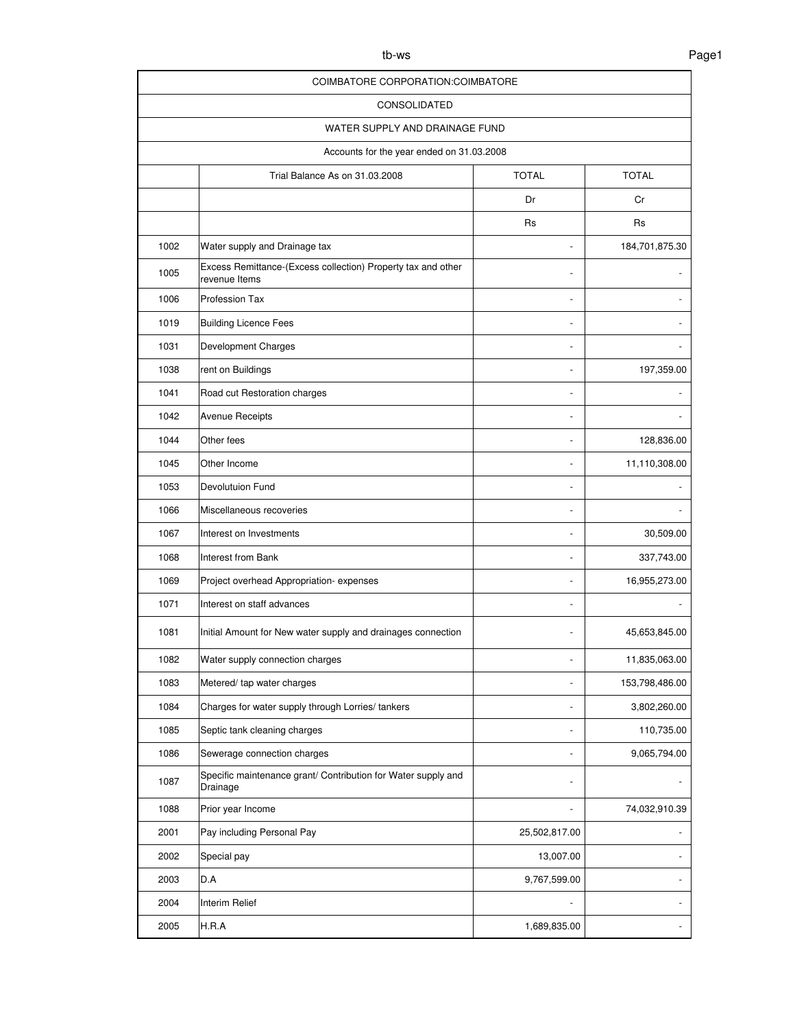| | COIMBATORE CORPORATION:COIMBATORE | | |
|---|---|---|---|
| | CONSOLIDATED | | |
| | WATER SUPPLY AND DRAINAGE FUND | | |
| | Accounts for the year ended on 31.03.2008 | | |
| | Trial Balance As on 31.03.2008 | TOTAL | TOTAL |
| | | Dr | Cr |
| | | Rs | Rs |
| 1002 | Water supply and Drainage tax | - | 184,701,875.30 |
| 1005 | Excess Remittance-(Excess collection) Property tax and other revenue Items | - | - |
| 1006 | Profession Tax | - | - |
| 1019 | Building Licence Fees | - | - |
| 1031 | Development Charges | - | - |
| 1038 | rent on Buildings | - | 197,359.00 |
| 1041 | Road cut Restoration charges | - | - |
| 1042 | Avenue Receipts | - | - |
| 1044 | Other fees | - | 128,836.00 |
| 1045 | Other Income | - | 11,110,308.00 |
| 1053 | Devolutuion Fund | - | - |
| 1066 | Miscellaneous recoveries | - | - |
| 1067 | Interest on Investments | - | 30,509.00 |
| 1068 | Interest from Bank | - | 337,743.00 |
| 1069 | Project overhead Appropriation- expenses | - | 16,955,273.00 |
| 1071 | Interest on staff advances | - | - |
| 1081 | Initial Amount for New water supply and drainages connection | - | 45,653,845.00 |
| 1082 | Water supply connection charges | - | 11,835,063.00 |
| 1083 | Metered/ tap water charges | - | 153,798,486.00 |
| 1084 | Charges for water supply through Lorries/ tankers | - | 3,802,260.00 |
| 1085 | Septic tank cleaning charges | - | 110,735.00 |
| 1086 | Sewerage connection charges | - | 9,065,794.00 |
| 1087 | Specific maintenance grant/ Contribution for Water supply and Drainage | - | - |
| 1088 | Prior year Income | - | 74,032,910.39 |
| 2001 | Pay including Personal Pay | 25,502,817.00 | - |
| 2002 | Special pay | 13,007.00 | - |
| 2003 | D.A | 9,767,599.00 | - |
| 2004 | Interim Relief | - | - |
| 2005 | H.R.A | 1,689,835.00 | - |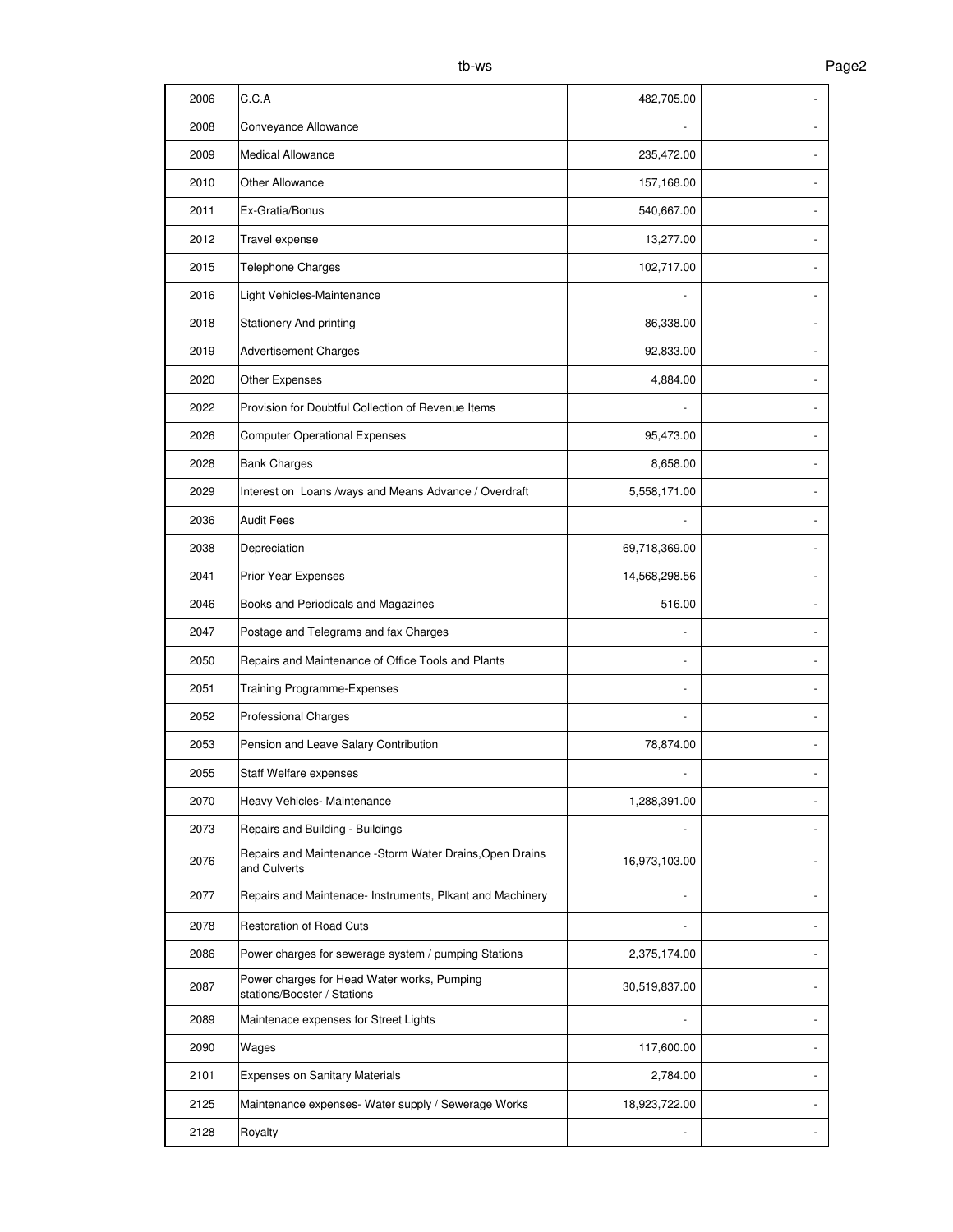| | | | |
|---|---|---|---|
| 2006 | C.C.A | 482,705.00 | - |
| 2008 | Conveyance Allowance | - | - |
| 2009 | Medical Allowance | 235,472.00 | - |
| 2010 | Other Allowance | 157,168.00 | - |
| 2011 | Ex-Gratia/Bonus | 540,667.00 | - |
| 2012 | Travel expense | 13,277.00 | - |
| 2015 | Telephone Charges | 102,717.00 | - |
| 2016 | Light Vehicles-Maintenance | - | - |
| 2018 | Stationery And printing | 86,338.00 | - |
| 2019 | Advertisement Charges | 92,833.00 | - |
| 2020 | Other Expenses | 4,884.00 | - |
| 2022 | Provision for Doubtful Collection of Revenue Items | - | - |
| 2026 | Computer Operational Expenses | 95,473.00 | - |
| 2028 | Bank Charges | 8,658.00 | - |
| 2029 | Interest on Loans /ways and Means Advance / Overdraft | 5,558,171.00 | - |
| 2036 | Audit Fees | - | - |
| 2038 | Depreciation | 69,718,369.00 | - |
| 2041 | Prior Year Expenses | 14,568,298.56 | - |
| 2046 | Books and Periodicals and Magazines | 516.00 | - |
| 2047 | Postage and Telegrams and fax Charges | - | - |
| 2050 | Repairs and Maintenance of Office Tools and Plants | - | - |
| 2051 | Training Programme-Expenses | - | - |
| 2052 | Professional Charges | - | - |
| 2053 | Pension and Leave Salary Contribution | 78,874.00 | - |
| 2055 | Staff Welfare expenses | - | - |
| 2070 | Heavy Vehicles- Maintenance | 1,288,391.00 | - |
| 2073 | Repairs and Building - Buildings | - | - |
| 2076 | Repairs and Maintenance -Storm Water Drains,Open Drains and Culverts | 16,973,103.00 | - |
| 2077 | Repairs and Maintenace- Instruments, Plkant and Machinery | - | - |
| 2078 | Restoration of Road Cuts | - | - |
| 2086 | Power charges for sewerage system / pumping Stations | 2,375,174.00 | - |
| 2087 | Power charges for Head Water works, Pumping stations/Booster / Stations | 30,519,837.00 | - |
| 2089 | Maintenace expenses for Street Lights | - | - |
| 2090 | Wages | 117,600.00 | - |
| 2101 | Expenses on Sanitary Materials | 2,784.00 | - |
| 2125 | Maintenance expenses- Water supply / Sewerage Works | 18,923,722.00 | - |
| 2128 | Royalty | - | - |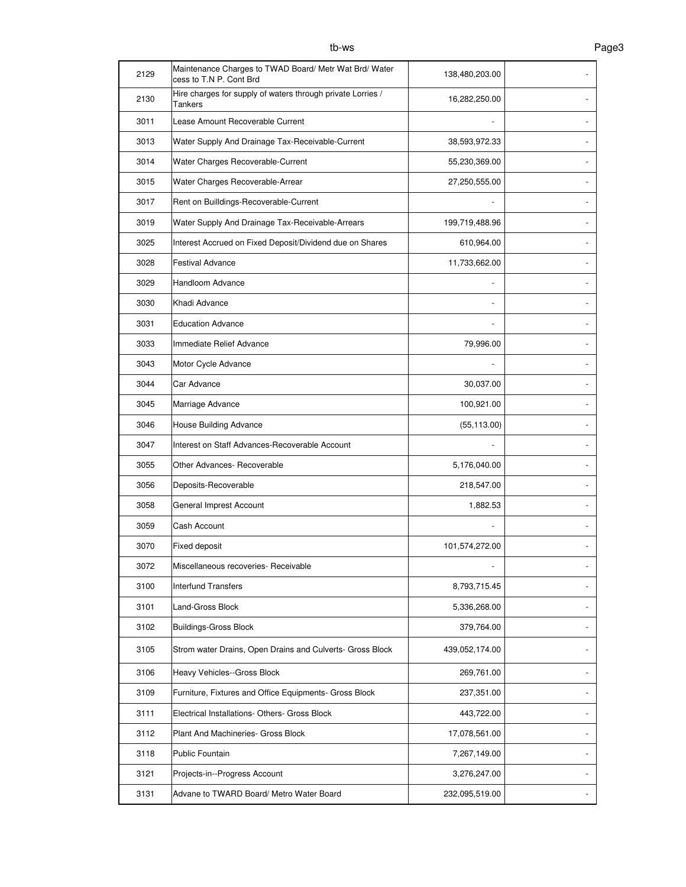| | | | |
|---|---|---|---|
| 2129 | Maintenance Charges to TWAD Board/ Metr Wat Brd/ Water cess to T.N P. Cont Brd | 138,480,203.00 | - |
| 2130 | Hire charges for supply of waters through private Lorries / Tankers | 16,282,250.00 | - |
| 3011 | Lease Amount Recoverable Current | - | - |
| 3013 | Water Supply And Drainage Tax-Receivable-Current | 38,593,972.33 | - |
| 3014 | Water Charges Recoverable-Current | 55,230,369.00 | - |
| 3015 | Water Charges Recoverable-Arrear | 27,250,555.00 | - |
| 3017 | Rent on Builldings-Recoverable-Current | - | - |
| 3019 | Water Supply And Drainage Tax-Receivable-Arrears | 199,719,488.96 | - |
| 3025 | Interest Accrued on Fixed Deposit/Dividend due on Shares | 610,964.00 | - |
| 3028 | Festival Advance | 11,733,662.00 | - |
| 3029 | Handloom Advance | - | - |
| 3030 | Khadi Advance | - | - |
| 3031 | Education Advance | - | - |
| 3033 | Immediate Relief Advance | 79,996.00 | - |
| 3043 | Motor Cycle Advance | - | - |
| 3044 | Car Advance | 30,037.00 | - |
| 3045 | Marriage Advance | 100,921.00 | - |
| 3046 | House Building Advance | (55,113.00) | - |
| 3047 | Interest on Staff Advances-Recoverable Account | - | - |
| 3055 | Other Advances- Recoverable | 5,176,040.00 | - |
| 3056 | Deposits-Recoverable | 218,547.00 | - |
| 3058 | General Imprest Account | 1,882.53 | - |
| 3059 | Cash Account | - | - |
| 3070 | Fixed deposit | 101,574,272.00 | - |
| 3072 | Miscellaneous recoveries- Receivable | - | - |
| 3100 | Interfund Transfers | 8,793,715.45 | - |
| 3101 | Land-Gross Block | 5,336,268.00 | - |
| 3102 | Buildings-Gross Block | 379,764.00 | - |
| 3105 | Strom water Drains, Open Drains and Culverts- Gross Block | 439,052,174.00 | - |
| 3106 | Heavy Vehicles--Gross Block | 269,761.00 | - |
| 3109 | Furniture, Fixtures and Office Equipments- Gross Block | 237,351.00 | - |
| 3111 | Electrical Installations- Others- Gross Block | 443,722.00 | - |
| 3112 | Plant And Machineries- Gross Block | 17,078,561.00 | - |
| 3118 | Public Fountain | 7,267,149.00 | - |
| 3121 | Projects-in--Progress Account | 3,276,247.00 | - |
| 3131 | Advane to TWARD Board/ Metro Water Board | 232,095,519.00 | - |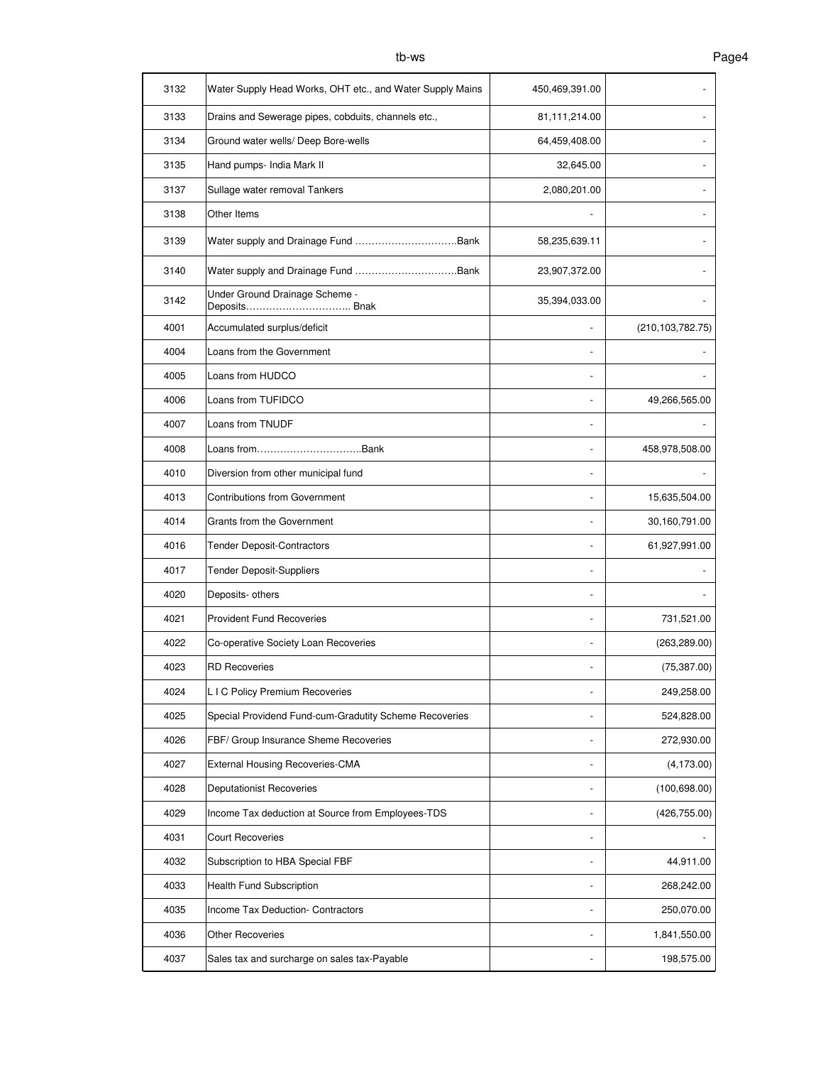| 3132 | Water Supply Head Works, OHT etc., and Water Supply Mains | 450,469,391.00 | - |
|---|---|---|---|
| 3133 | Drains and Sewerage pipes, cobduits, channels etc., | 81,111,214.00 | - |
| 3134 | Ground water wells/ Deep Bore-wells | 64,459,408.00 | - |
| 3135 | Hand pumps- India Mark II | 32,645.00 | - |
| 3137 | Sullage water removal Tankers | 2,080,201.00 | - |
| 3138 | Other Items | - | - |
| 3139 | Water supply and Drainage Fund ………………………….Bank | 58,235,639.11 | - |
| 3140 | Water supply and Drainage Fund ………………………….Bank | 23,907,372.00 | - |
| 3142 | Under Ground Drainage Scheme - Deposits………………………….. Bnak | 35,394,033.00 | - |
| 4001 | Accumulated surplus/deficit | - | (210,103,782.75) |
| 4004 | Loans from the Government | - | - |
| 4005 | Loans from HUDCO | - | - |
| 4006 | Loans from TUFIDCO | - | 49,266,565.00 |
| 4007 | Loans from TNUDF | - | - |
| 4008 | Loans from…………………………..Bank | - | 458,978,508.00 |
| 4010 | Diversion from other municipal fund | - | - |
| 4013 | Contributions from Government | - | 15,635,504.00 |
| 4014 | Grants from the Government | - | 30,160,791.00 |
| 4016 | Tender Deposit-Contractors | - | 61,927,991.00 |
| 4017 | Tender Deposit-Suppliers | - | - |
| 4020 | Deposits- others | - | - |
| 4021 | Provident Fund Recoveries | - | 731,521.00 |
| 4022 | Co-operative Society Loan Recoveries | - | (263,289.00) |
| 4023 | RD Recoveries | - | (75,387.00) |
| 4024 | L I C Policy Premium Recoveries | - | 249,258.00 |
| 4025 | Special Providend Fund-cum-Gradutity Scheme Recoveries | - | 524,828.00 |
| 4026 | FBF/ Group Insurance Sheme Recoveries | - | 272,930.00 |
| 4027 | External Housing Recoveries-CMA | - | (4,173.00) |
| 4028 | Deputationist Recoveries | - | (100,698.00) |
| 4029 | Income Tax deduction at Source from Employees-TDS | - | (426,755.00) |
| 4031 | Court Recoveries | - | - |
| 4032 | Subscription to HBA Special FBF | - | 44,911.00 |
| 4033 | Health Fund Subscription | - | 268,242.00 |
| 4035 | Income Tax Deduction- Contractors | - | 250,070.00 |
| 4036 | Other Recoveries | - | 1,841,550.00 |
| 4037 | Sales tax and surcharge on sales tax-Payable | - | 198,575.00 |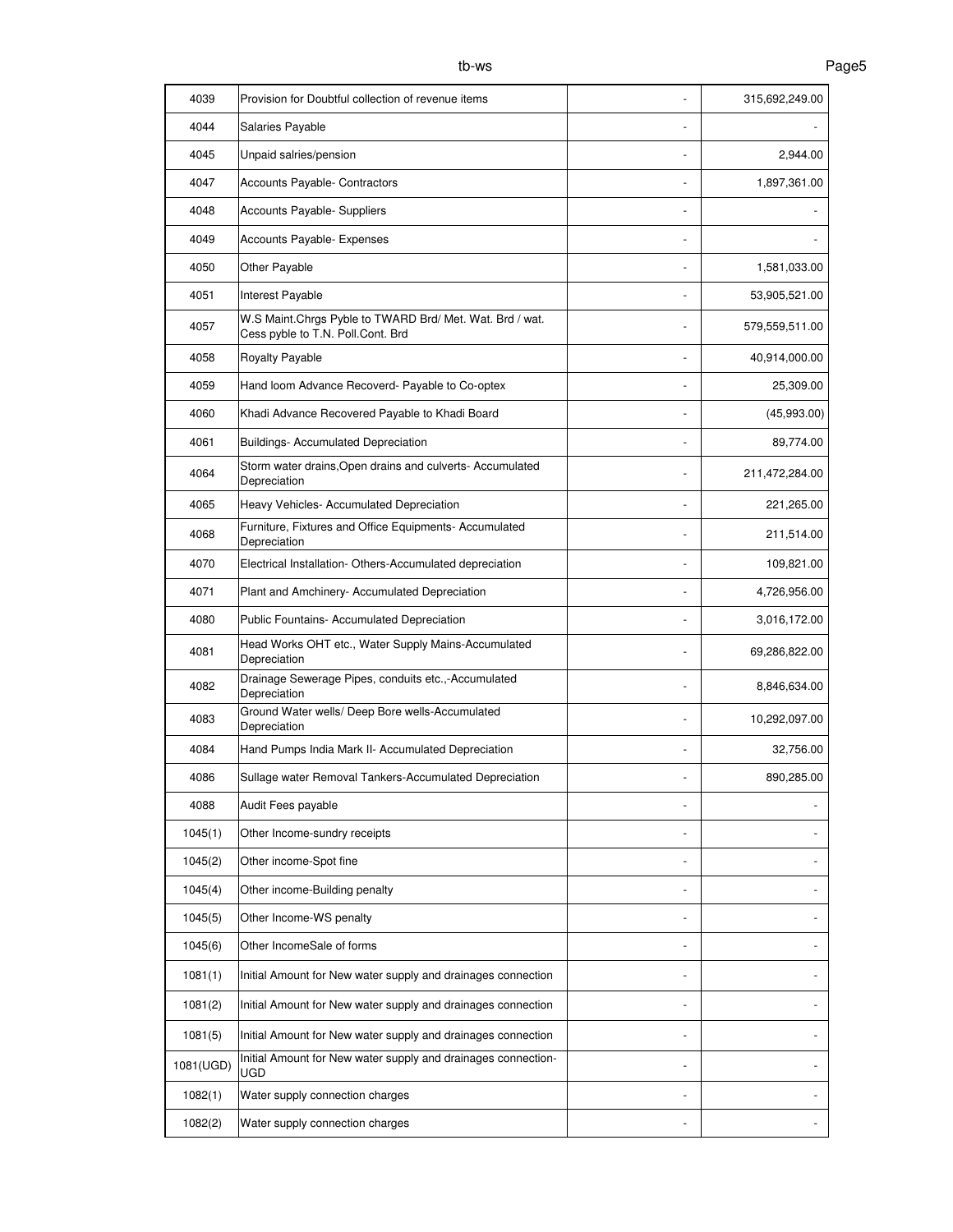| | | | |
|---|---|---|---|
| 4039 | Provision for Doubtful collection of revenue items | - | 315,692,249.00 |
| 4044 | Salaries Payable | - | - |
| 4045 | Unpaid salries/pension | - | 2,944.00 |
| 4047 | Accounts Payable- Contractors | - | 1,897,361.00 |
| 4048 | Accounts Payable- Suppliers | - | - |
| 4049 | Accounts Payable- Expenses | - | - |
| 4050 | Other Payable | - | 1,581,033.00 |
| 4051 | Interest Payable | - | 53,905,521.00 |
| 4057 | W.S Maint.Chrgs Pyble to TWARD Brd/ Met. Wat. Brd / wat. Cess pyble to T.N. Poll.Cont. Brd | - | 579,559,511.00 |
| 4058 | Royalty Payable | - | 40,914,000.00 |
| 4059 | Hand loom Advance Recoverd- Payable to Co-optex | - | 25,309.00 |
| 4060 | Khadi Advance Recovered Payable to Khadi Board | - | (45,993.00) |
| 4061 | Buildings- Accumulated Depreciation | - | 89,774.00 |
| 4064 | Storm water drains,Open drains and culverts- Accumulated Depreciation | - | 211,472,284.00 |
| 4065 | Heavy Vehicles- Accumulated Depreciation | - | 221,265.00 |
| 4068 | Furniture, Fixtures and Office Equipments- Accumulated Depreciation | - | 211,514.00 |
| 4070 | Electrical Installation- Others-Accumulated depreciation | - | 109,821.00 |
| 4071 | Plant and Amchinery- Accumulated Depreciation | - | 4,726,956.00 |
| 4080 | Public Fountains- Accumulated Depreciation | - | 3,016,172.00 |
| 4081 | Head Works OHT etc., Water Supply Mains-Accumulated Depreciation | - | 69,286,822.00 |
| 4082 | Drainage Sewerage Pipes, conduits etc.,-Accumulated Depreciation | - | 8,846,634.00 |
| 4083 | Ground Water wells/ Deep Bore wells-Accumulated Depreciation | - | 10,292,097.00 |
| 4084 | Hand Pumps India Mark II- Accumulated Depreciation | - | 32,756.00 |
| 4086 | Sullage water Removal Tankers-Accumulated Depreciation | - | 890,285.00 |
| 4088 | Audit Fees payable | - | - |
| 1045(1) | Other Income-sundry receipts | - | - |
| 1045(2) | Other income-Spot fine | - | - |
| 1045(4) | Other income-Building penalty | - | - |
| 1045(5) | Other Income-WS penalty | - | - |
| 1045(6) | Other IncomeSale of forms | - | - |
| 1081(1) | Initial Amount for New water supply and drainages connection | - | - |
| 1081(2) | Initial Amount for New water supply and drainages connection | - | - |
| 1081(5) | Initial Amount for New water supply and drainages connection | - | - |
| 1081(UGD) | Initial Amount for New water supply and drainages connection- UGD | - | - |
| 1082(1) | Water supply connection charges | - | - |
| 1082(2) | Water supply connection charges | - | - |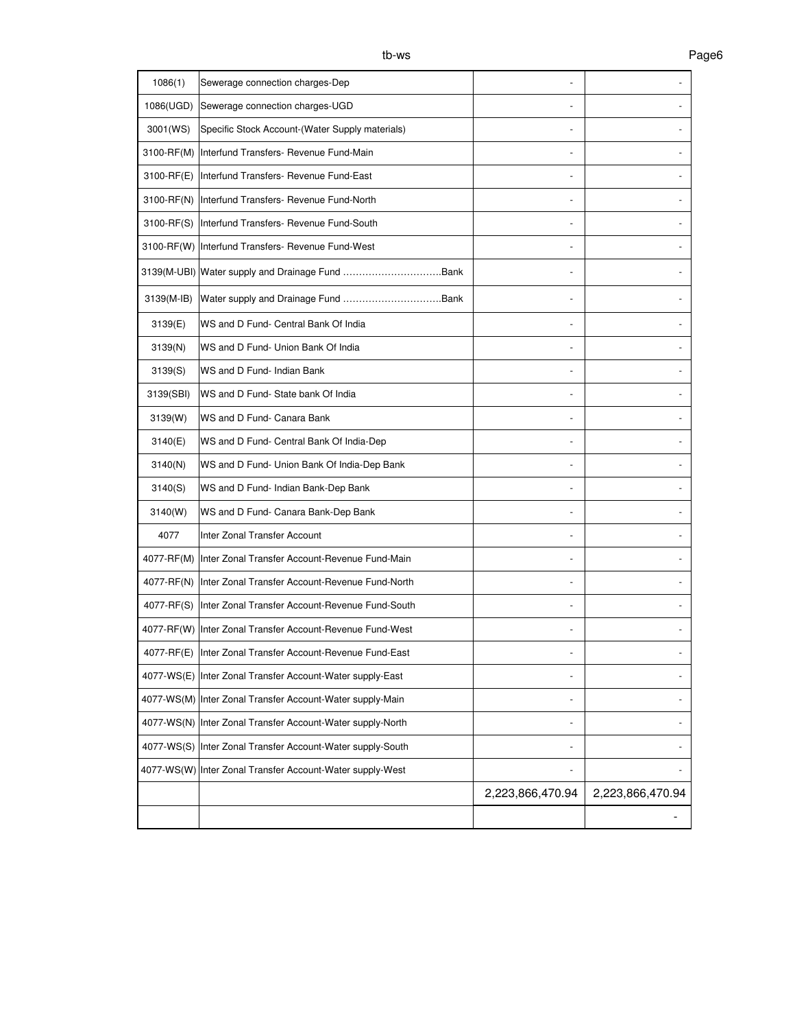| | | | |
|---|---|---|---|
| 1086(1) | Sewerage connection charges-Dep | - | - |
| 1086(UGD) | Sewerage connection charges-UGD | - | - |
| 3001(WS) | Specific Stock Account-(Water Supply materials) | - | - |
| 3100-RF(M) | Interfund Transfers- Revenue Fund-Main | - | - |
| 3100-RF(E) | Interfund Transfers- Revenue Fund-East | - | - |
| 3100-RF(N) | Interfund Transfers- Revenue Fund-North | - | - |
| 3100-RF(S) | Interfund Transfers- Revenue Fund-South | - | - |
| 3100-RF(W) | Interfund Transfers- Revenue Fund-West | - | - |
| 3139(M-UBI) | Water supply and Drainage Fund …………………………Bank | - | - |
| 3139(M-IB) | Water supply and Drainage Fund …………………………Bank | - | - |
| 3139(E) | WS and D Fund- Central Bank Of India | - | - |
| 3139(N) | WS and D Fund- Union Bank Of India | - | - |
| 3139(S) | WS and D Fund- Indian Bank | - | - |
| 3139(SBI) | WS and D Fund- State bank Of India | - | - |
| 3139(W) | WS and D Fund- Canara Bank | - | - |
| 3140(E) | WS and D Fund- Central Bank Of India-Dep | - | - |
| 3140(N) | WS and D Fund- Union Bank Of India-Dep Bank | - | - |
| 3140(S) | WS and D Fund- Indian Bank-Dep Bank | - | - |
| 3140(W) | WS and D Fund- Canara Bank-Dep Bank | - | - |
| 4077 | Inter Zonal Transfer Account | - | - |
| 4077-RF(M) | Inter Zonal Transfer Account-Revenue Fund-Main | - | - |
| 4077-RF(N) | Inter Zonal Transfer Account-Revenue Fund-North | - | - |
| 4077-RF(S) | Inter Zonal Transfer Account-Revenue Fund-South | - | - |
| 4077-RF(W) | Inter Zonal Transfer Account-Revenue Fund-West | - | - |
| 4077-RF(E) | Inter Zonal Transfer Account-Revenue Fund-East | - | - |
| 4077-WS(E) | Inter Zonal Transfer Account-Water supply-East | - | - |
| 4077-WS(M) | Inter Zonal Transfer Account-Water supply-Main | - | - |
| 4077-WS(N) | Inter Zonal Transfer Account-Water supply-North | - | - |
| 4077-WS(S) | Inter Zonal Transfer Account-Water supply-South | - | - |
| 4077-WS(W) | Inter Zonal Transfer Account-Water supply-West | - | - |
| | | 2,223,866,470.94 | 2,223,866,470.94 |
| | | | - |